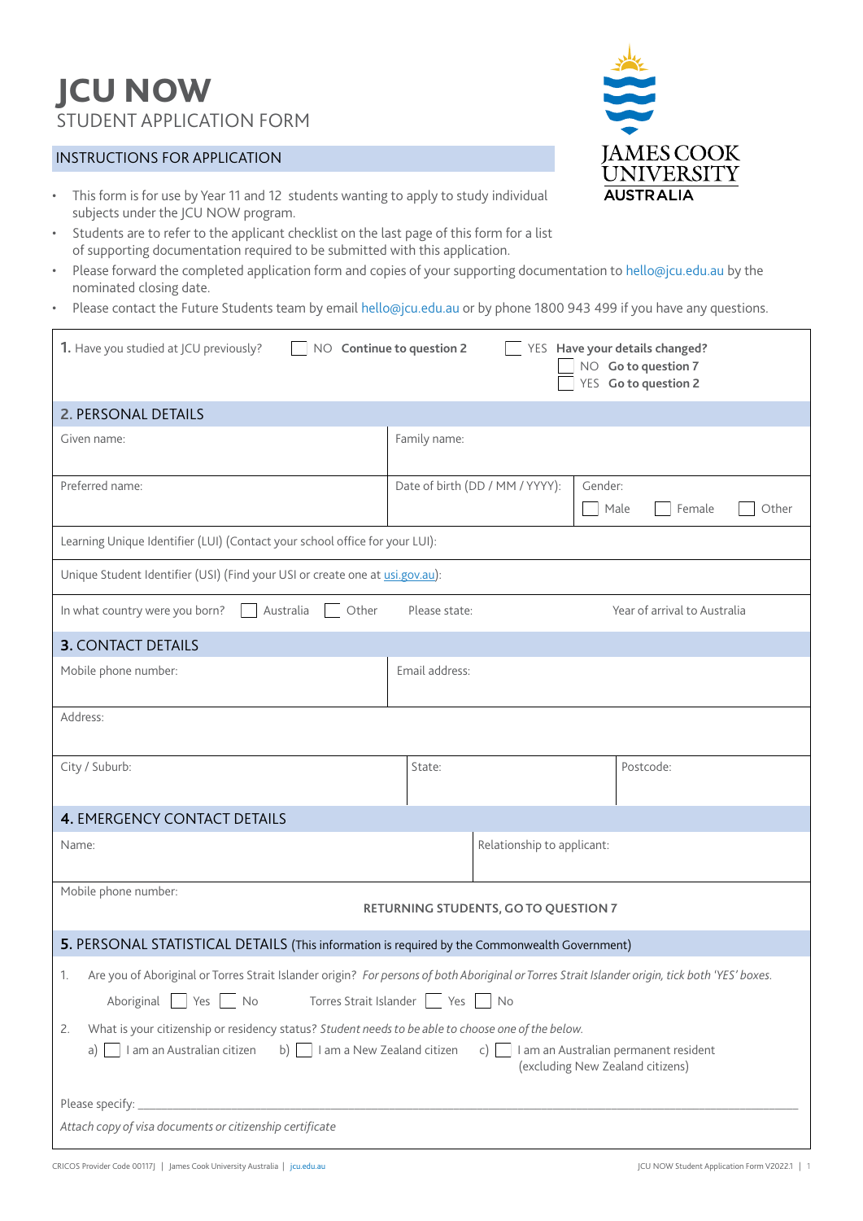# JCU NOW
## STUDENT APPLICATION FORM

JAMES COOK UNIVERSITY AUSTRALIA

### INSTRUCTIONS FOR APPLICATION

- This form is for use by Year 11 and 12 students wanting to apply to study individual subjects under the JCU NOW program.
- Students are to refer to the applicant checklist on the last page of this form for a list of supporting documentation required to be submitted with this application.
- Please forward the completed application form and copies of your supporting documentation to hello@jcu.edu.au by the nominated closing date.
- Please contact the Future Students team by email hello@jcu.edu.au or by phone 1800 943 499 if you have any questions.

**1.** Have you studied at JCU previously? ☐ NO **Continue to question 2** ☐ YES **Have your details changed?** ☐ NO **Go to question 7** ☐ YES **Go to question 2**

### 2. PERSONAL DETAILS

| Given name: | Family name: | |
|---|---|---|
| Preferred name: | Date of birth (DD / MM / YYYY): | Gender: ☐ Male ☐ Female ☐ Other |

Learning Unique Identifier (LUI) (Contact your school office for your LUI):

Unique Student Identifier (USI) (Find your USI or create one at usi.gov.au):

In what country were you born? ☐ Australia ☐ Other Please state: Year of arrival to Australia

### 3. CONTACT DETAILS

| Mobile phone number: | Email address: | |
|---|---|---|
| Address: | | |
| City / Suburb: | State: | Postcode: |

### 4. EMERGENCY CONTACT DETAILS

| Name: | Relationship to applicant: |
|---|---|
| Mobile phone number: | |

**RETURNING STUDENTS, GO TO QUESTION 7**

### 5. PERSONAL STATISTICAL DETAILS (This information is required by the Commonwealth Government)

1. Are you of Aboriginal or Torres Strait Islander origin? *For persons of both Aboriginal or Torres Strait Islander origin, tick both 'YES' boxes.*

   Aboriginal ☐ Yes ☐ No Torres Strait Islander ☐ Yes ☐ No

2. What is your citizenship or residency status? *Student needs to be able to choose one of the below.*

   a) ☐ I am an Australian citizen b) ☐ I am a New Zealand citizen c) ☐ I am an Australian permanent resident (excluding New Zealand citizens)

Please specify: ____________________

*Attach copy of visa documents or citizenship certificate*

CRICOS Provider Code 00117J | James Cook University Australia | jcu.edu.au

JCU NOW Student Application Form V2022.1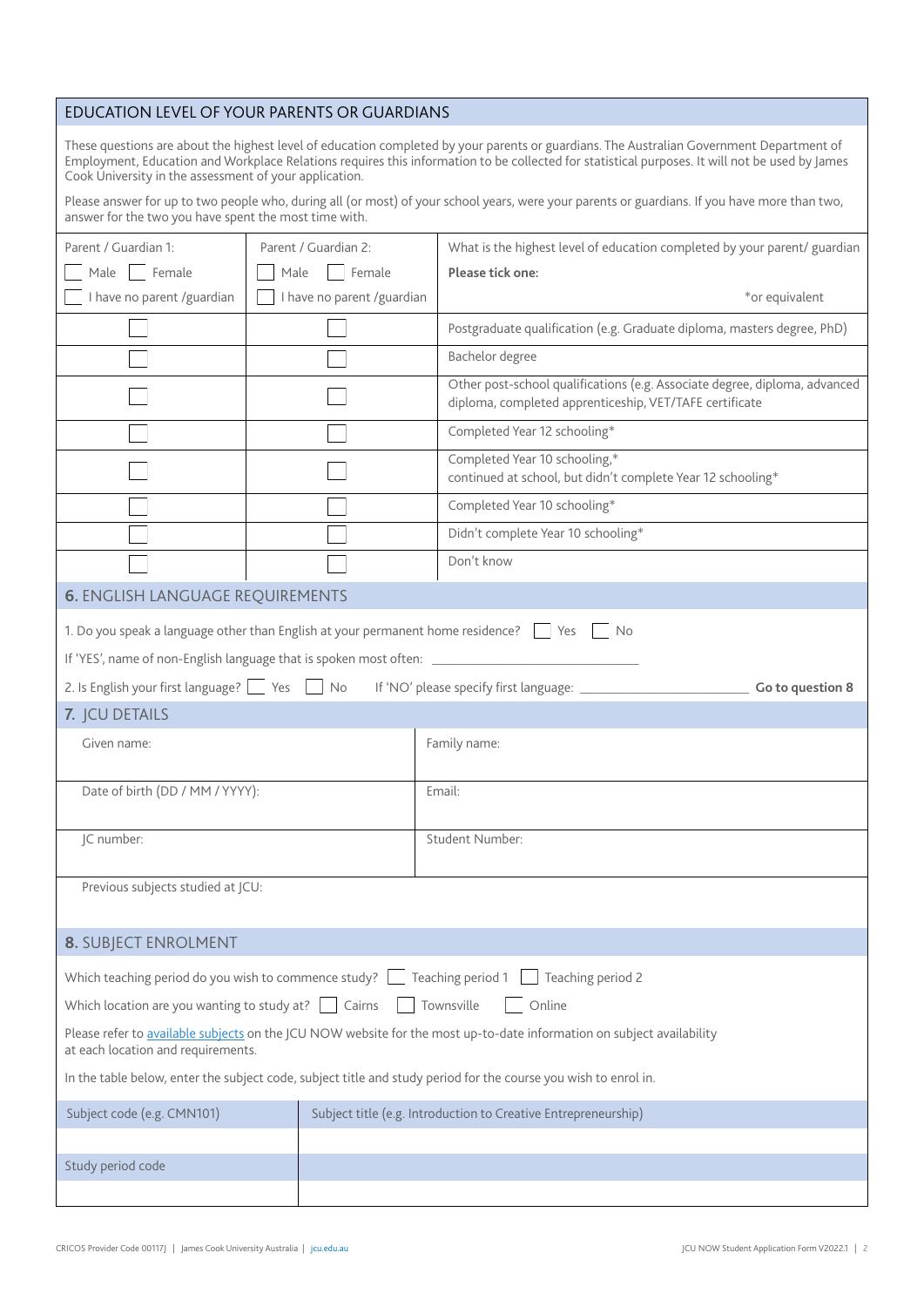## EDUCATION LEVEL OF YOUR PARENTS OR GUARDIANS

These questions are about the highest level of education completed by your parents or guardians. The Australian Government Department of Employment, Education and Workplace Relations requires this information to be collected for statistical purposes. It will not be used by James Cook University in the assessment of your application.

Please answer for up to two people who, during all (or most) of your school years, were your parents or guardians. If you have more than two, answer for the two you have spent the most time with.

| Parent / Guardian 1:<br>☐ Male ☐ Female<br>☐ I have no parent /guardian | Parent / Guardian 2:<br>☐ Male ☐ Female<br>☐ I have no parent /guardian | What is the highest level of education completed by your parent/ guardian<br>**Please tick one:**<br>*or equivalent |
|---|---|---|
| ☐ | ☐ | Postgraduate qualification (e.g. Graduate diploma, masters degree, PhD) |
| ☐ | ☐ | Bachelor degree |
| ☐ | ☐ | Other post-school qualifications (e.g. Associate degree, diploma, advanced diploma, completed apprenticeship, VET/TAFE certificate |
| ☐ | ☐ | Completed Year 12 schooling* |
| ☐ | ☐ | Completed Year 10 schooling,*<br>continued at school, but didn't complete Year 12 schooling* |
| ☐ | ☐ | Completed Year 10 schooling* |
| ☐ | ☐ | Didn't complete Year 10 schooling* |
| ☐ | ☐ | Don't know |

## 6. ENGLISH LANGUAGE REQUIREMENTS

1. Do you speak a language other than English at your permanent home residence? ☐ Yes ☐ No

If 'YES', name of non-English language that is spoken most often: ______________________________

2. Is English your first language? ☐ Yes ☐ No If 'NO' please specify first language: ______________________ **Go to question 8**

## 7. JCU DETAILS

| Given name: | Family name: |
|---|---|
| Date of birth (DD / MM / YYYY): | Email: |
| JC number: | Student Number: |
| Previous subjects studied at JCU: | |

## 8. SUBJECT ENROLMENT

Which teaching period do you wish to commence study? ☐ Teaching period 1 ☐ Teaching period 2

Which location are you wanting to study at? ☐ Cairns ☐ Townsville ☐ Online

Please refer to available subjects on the JCU NOW website for the most up-to-date information on subject availability at each location and requirements.

In the table below, enter the subject code, subject title and study period for the course you wish to enrol in.

| Subject code (e.g. CMN101) | Subject title (e.g. Introduction to Creative Entrepreneurship) |
|---|---|
| | |
| Study period code | |
| | |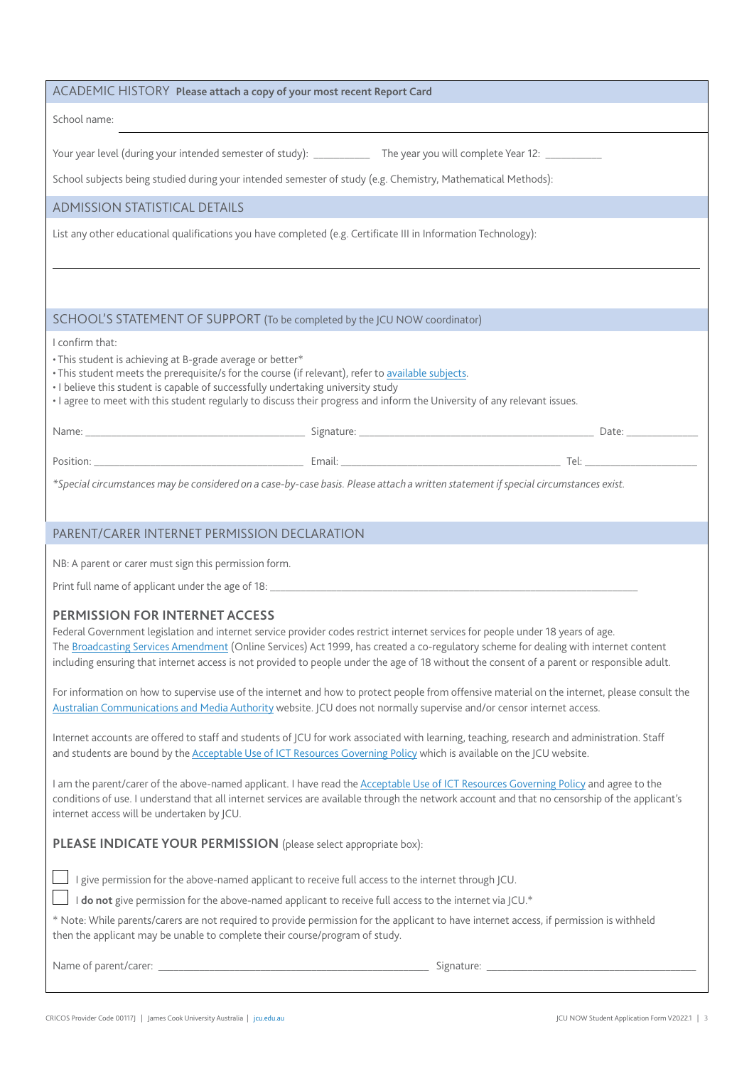## ACADEMIC HISTORY **Please attach a copy of your most recent Report Card**

School name: 

Your year level (during your intended semester of study): __________ The year you will complete Year 12: __________

School subjects being studied during your intended semester of study (e.g. Chemistry, Mathematical Methods):

## ADMISSION STATISTICAL DETAILS

List any other educational qualifications you have completed (e.g. Certificate III in Information Technology):

## SCHOOL'S STATEMENT OF SUPPORT (To be completed by the JCU NOW coordinator)

I confirm that:

- This student is achieving at B-grade average or better*
- This student meets the prerequisite/s for the course (if relevant), refer to available subjects.
- I believe this student is capable of successfully undertaking university study
- I agree to meet with this student regularly to discuss their progress and inform the University of any relevant issues.

Name: ______________________ Signature: ______________________ Date: __________

Position: ______________________ Email: ______________________ Tel: __________

*\*Special circumstances may be considered on a case-by-case basis. Please attach a written statement if special circumstances exist.*

## PARENT/CARER INTERNET PERMISSION DECLARATION

NB: A parent or carer must sign this permission form.

Print full name of applicant under the age of 18: ______________________

### PERMISSION FOR INTERNET ACCESS

Federal Government legislation and internet service provider codes restrict internet services for people under 18 years of age. The Broadcasting Services Amendment (Online Services) Act 1999, has created a co-regulatory scheme for dealing with internet content including ensuring that internet access is not provided to people under the age of 18 without the consent of a parent or responsible adult.

For information on how to supervise use of the internet and how to protect people from offensive material on the internet, please consult the Australian Communications and Media Authority website. JCU does not normally supervise and/or censor internet access.

Internet accounts are offered to staff and students of JCU for work associated with learning, teaching, research and administration. Staff and students are bound by the Acceptable Use of ICT Resources Governing Policy which is available on the JCU website.

I am the parent/carer of the above-named applicant. I have read the Acceptable Use of ICT Resources Governing Policy and agree to the conditions of use. I understand that all internet services are available through the network account and that no censorship of the applicant's internet access will be undertaken by JCU.

**PLEASE INDICATE YOUR PERMISSION** (please select appropriate box):

☐ I give permission for the above-named applicant to receive full access to the internet through JCU.

☐ I **do not** give permission for the above-named applicant to receive full access to the internet via JCU.*

\* Note: While parents/carers are not required to provide permission for the applicant to have internet access, if permission is withheld then the applicant may be unable to complete their course/program of study.

Name of parent/carer: ______________________ Signature: ______________________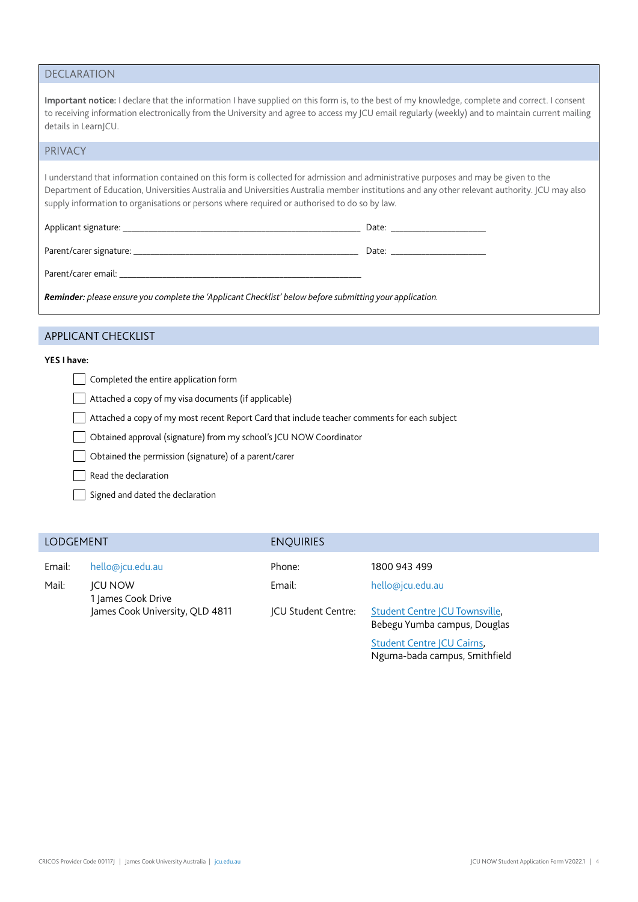## DECLARATION

**Important notice:** I declare that the information I have supplied on this form is, to the best of my knowledge, complete and correct. I consent to receiving information electronically from the University and agree to access my JCU email regularly (weekly) and to maintain current mailing details in LearnJCU.

## PRIVACY

I understand that information contained on this form is collected for admission and administrative purposes and may be given to the Department of Education, Universities Australia and Universities Australia member institutions and any other relevant authority. JCU may also supply information to organisations or persons where required or authorised to do so by law.

Applicant signature: ______________________________________________ Date: ____________________

Parent/carer signature: ____________________________________________ Date: ____________________

Parent/carer email: _______________________________________________

***Reminder:*** *please ensure you complete the 'Applicant Checklist' below before submitting your application.*

## APPLICANT CHECKLIST

**YES I have:**

- ☐ Completed the entire application form
- ☐ Attached a copy of my visa documents (if applicable)
- ☐ Attached a copy of my most recent Report Card that include teacher comments for each subject
- ☐ Obtained approval (signature) from my school's JCU NOW Coordinator
- ☐ Obtained the permission (signature) of a parent/carer
- ☐ Read the declaration
- ☐ Signed and dated the declaration

## LODGEMENT

Email: hello@jcu.edu.au

Mail: JCU NOW
1 James Cook Drive
James Cook University, QLD 4811

## ENQUIRIES

Phone: 1800 943 499

Email: hello@jcu.edu.au

JCU Student Centre: Student Centre JCU Townsville, Bebegu Yumba campus, Douglas

Student Centre JCU Cairns, Nguma-bada campus, Smithfield